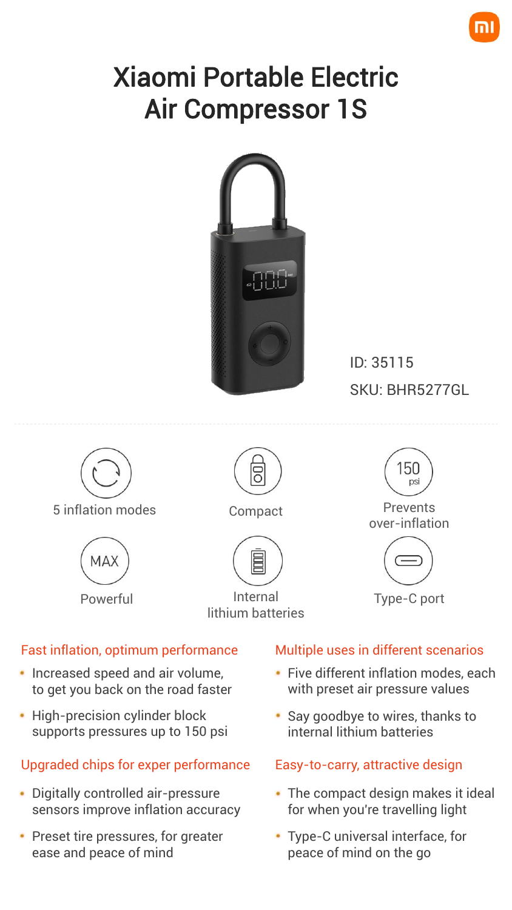# Xiaomi Portable Electric Air Compressor 1S

ID: 35115

SKU: BHR5277GL

5 inflation modes

Compact

Prevents over-inflation

Powerful

Internal lithium batteries

Type-C port

## Fast inflation, optimum performance

- Increased speed and air volume, to get you back on the road faster
- High-precision cylinder block supports pressures up to 150 psi

## Upgraded chips for exper performance

- Digitally controlled air-pressure sensors improve inflation accuracy
- Preset tire pressures, for greater ease and peace of mind

## Multiple uses in different scenarios

- Five different inflation modes, each with preset air pressure values
- Say goodbye to wires, thanks to internal lithium batteries

## Easy-to-carry, attractive design

- The compact design makes it ideal for when you're travelling light
- Type-C universal interface, for peace of mind on the go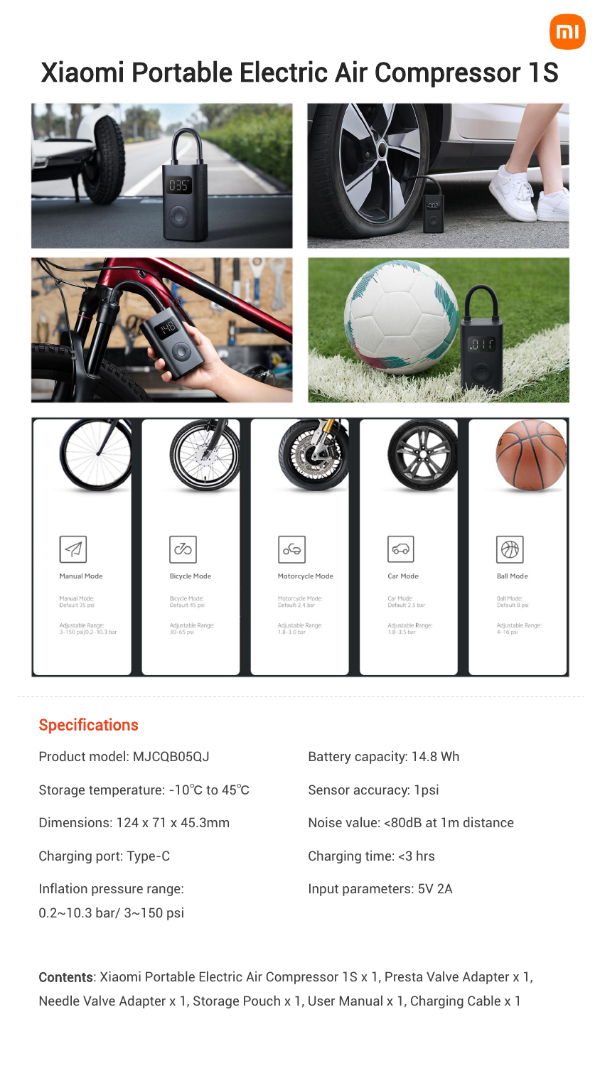# Xiaomi Portable Electric Air Compressor 1S

**Manual Mode**

Manual Mode: Default 35 psi

Adjustable Range: 3-150 psi/0.2-10.3 bar

**Bicycle Mode**

Bicycle Mode: Default 45 psi

Adjustable Range: 30-65 psi

**Motorcycle Mode**

Motorcycle Mode: Default 2.4 bar

Adjustable Range: 1.8-3.0 bar

**Car Mode**

Car Mode: Default 2.5 bar

Adjustable Range: 1.8-3.5 bar

**Ball Mode**

Ball Mode: Default 8 psi

Adjustable Range: 4-16 psi

## Specifications

Product model: MJCQB05QJ

Storage temperature: -10℃ to 45℃

Dimensions: 124 x 71 x 45.3mm

Charging port: Type-C

Inflation pressure range: 0.2~10.3 bar/ 3~150 psi

Battery capacity: 14.8 Wh

Sensor accuracy: 1psi

Noise value: <80dB at 1m distance

Charging time: <3 hrs

Input parameters: 5V 2A

**Contents**: Xiaomi Portable Electric Air Compressor 1S x 1, Presta Valve Adapter x 1, Needle Valve Adapter x 1, Storage Pouch x 1, User Manual x 1, Charging Cable x 1